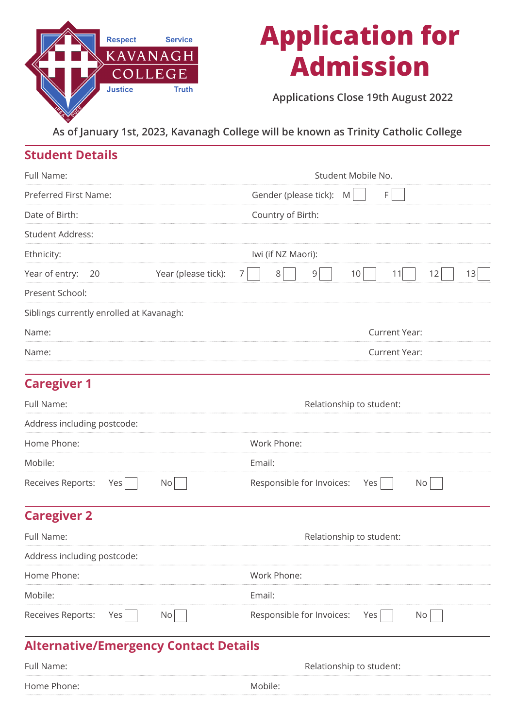Respect Service
KAVANAGH
COLLEGE
Justice Truth

# Application for Admission

Applications Close 19th August 2022

As of January 1st, 2023, Kavanagh College will be known as Trinity Catholic College

## Student Details

Full Name: Student Mobile No.

Preferred First Name: Gender (please tick): M ☐ F ☐

Date of Birth: Country of Birth:

Student Address:

Ethnicity: Iwi (if NZ Maori):

Year of entry: 20 Year (please tick): 7 ☐ 8 ☐ 9 ☐ 10 ☐ 11 ☐ 12 ☐ 13 ☐

Present School:

Siblings currently enrolled at Kavanagh:

Name: Current Year:

Name: Current Year:

## Caregiver 1

Full Name: Relationship to student:

Address including postcode:

Home Phone: Work Phone:

Mobile: Email:

Receives Reports: Yes ☐ No ☐ Responsible for Invoices: Yes ☐ No ☐

## Caregiver 2

Full Name: Relationship to student:

Address including postcode:

Home Phone: Work Phone:

Mobile: Email:

Receives Reports: Yes ☐ No ☐ Responsible for Invoices: Yes ☐ No ☐

## Alternative/Emergency Contact Details

Full Name: Relationship to student:

Home Phone: Mobile: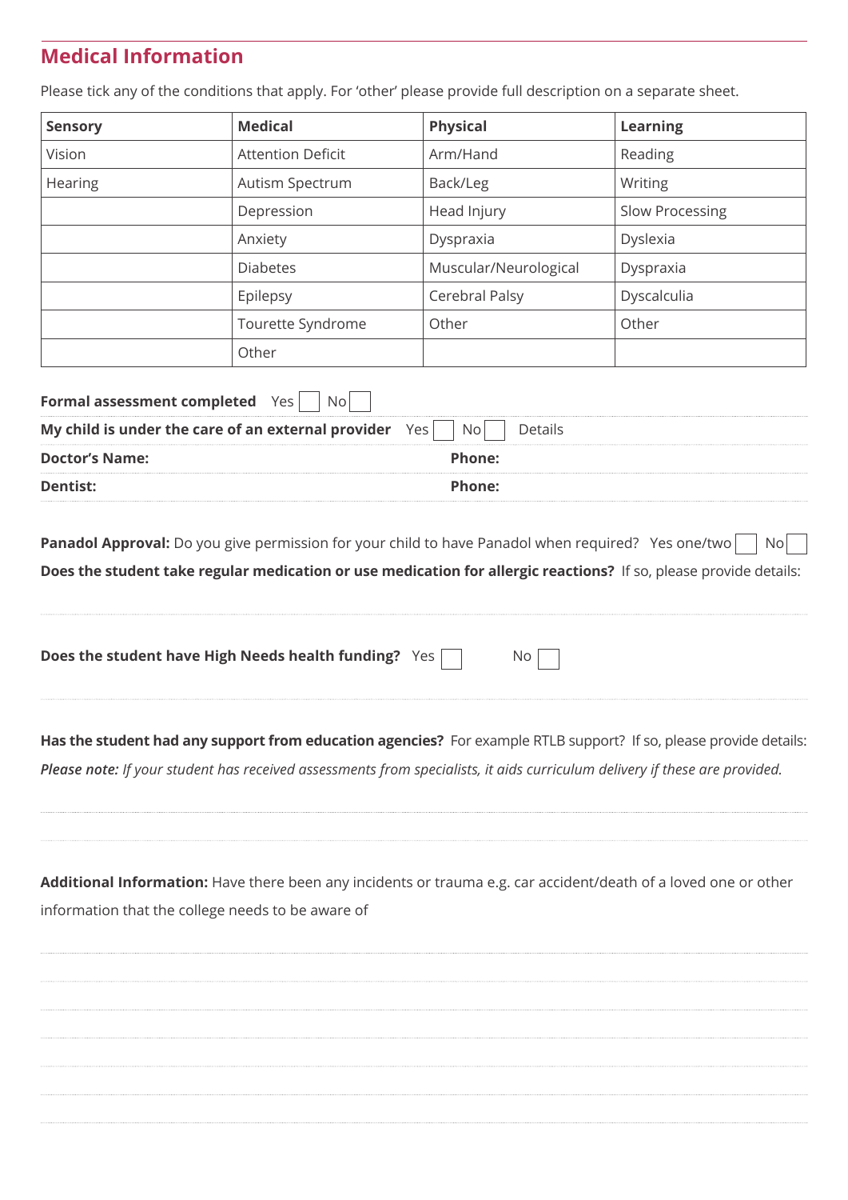## Medical Information

Please tick any of the conditions that apply. For 'other' please provide full description on a separate sheet.

| Sensory | Medical | Physical | Learning |
|---|---|---|---|
| Vision | Attention Deficit | Arm/Hand | Reading |
| Hearing | Autism Spectrum | Back/Leg | Writing |
| | Depression | Head Injury | Slow Processing |
| | Anxiety | Dyspraxia | Dyslexia |
| | Diabetes | Muscular/Neurological | Dyspraxia |
| | Epilepsy | Cerebral Palsy | Dyscalculia |
| | Tourette Syndrome | Other | Other |
| | Other | | |

**Formal assessment completed** Yes ☐ No ☐

**My child is under the care of an external provider** Yes ☐ No ☐ Details

**Doctor's Name:** **Phone:**

**Dentist:** **Phone:**

**Panadol Approval:** Do you give permission for your child to have Panadol when required? Yes one/two ☐ No ☐

**Does the student take regular medication or use medication for allergic reactions?** If so, please provide details:

**Does the student have High Needs health funding?** Yes ☐ No ☐

**Has the student had any support from education agencies?** For example RTLB support? If so, please provide details:

***Please note:*** *If your student has received assessments from specialists, it aids curriculum delivery if these are provided.*

**Additional Information:** Have there been any incidents or trauma e.g. car accident/death of a loved one or other information that the college needs to be aware of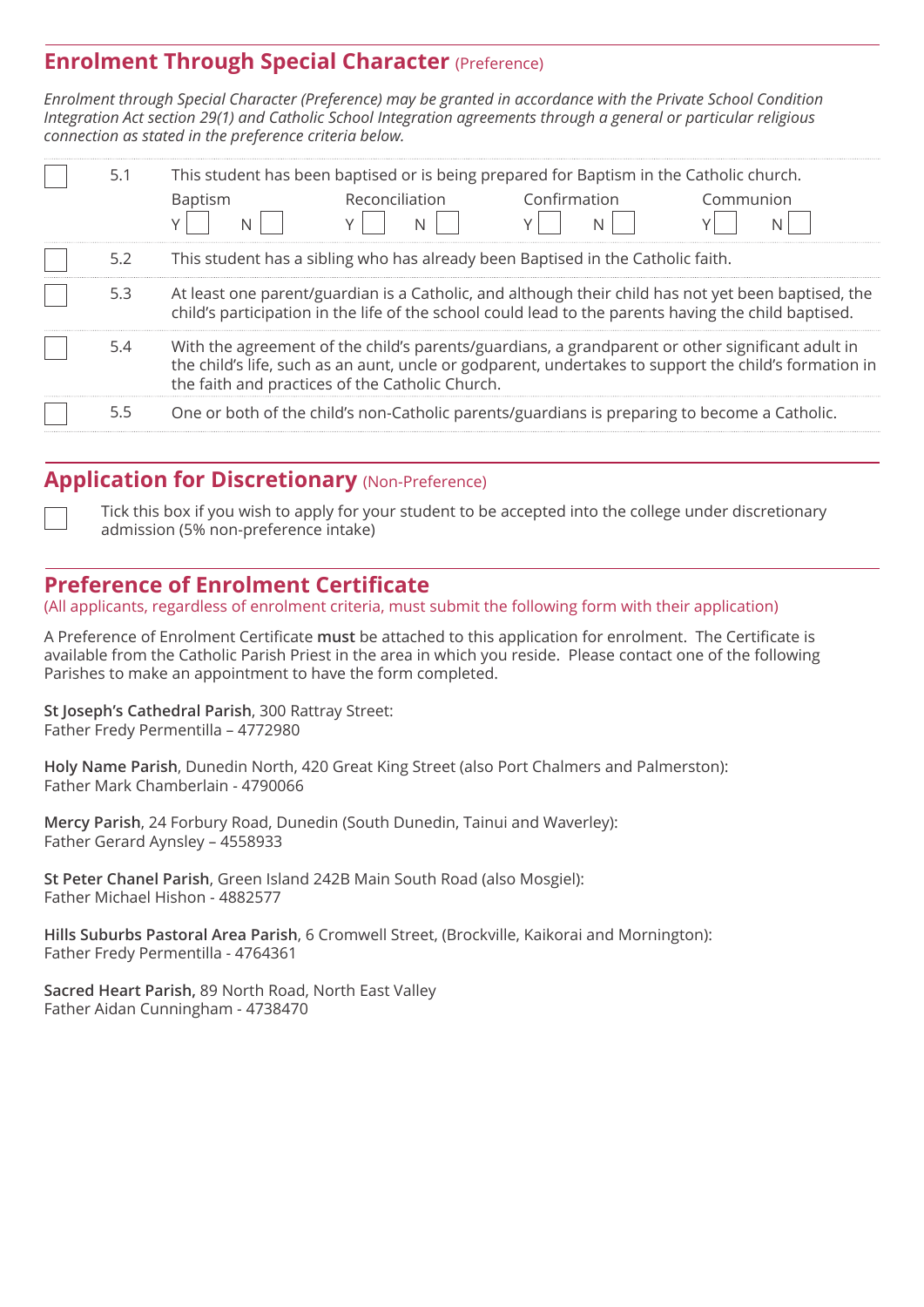## Enrolment Through Special Character (Preference)

*Enrolment through Special Character (Preference) may be granted in accordance with the Private School Condition Integration Act section 29(1) and Catholic School Integration agreements through a general or particular religious connection as stated in the preference criteria below.*

- ☐ 5.1 This student has been baptised or is being prepared for Baptism in the Catholic church.
  Baptism Y ☐ N ☐ Reconciliation Y ☐ N ☐ Confirmation Y ☐ N ☐ Communion Y ☐ N ☐
- ☐ 5.2 This student has a sibling who has already been Baptised in the Catholic faith.
- ☐ 5.3 At least one parent/guardian is a Catholic, and although their child has not yet been baptised, the child's participation in the life of the school could lead to the parents having the child baptised.
- ☐ 5.4 With the agreement of the child's parents/guardians, a grandparent or other significant adult in the child's life, such as an aunt, uncle or godparent, undertakes to support the child's formation in the faith and practices of the Catholic Church.
- ☐ 5.5 One or both of the child's non-Catholic parents/guardians is preparing to become a Catholic.

## Application for Discretionary (Non-Preference)

☐ Tick this box if you wish to apply for your student to be accepted into the college under discretionary admission (5% non-preference intake)

## Preference of Enrolment Certificate

(All applicants, regardless of enrolment criteria, must submit the following form with their application)

A Preference of Enrolment Certificate **must** be attached to this application for enrolment. The Certificate is available from the Catholic Parish Priest in the area in which you reside. Please contact one of the following Parishes to make an appointment to have the form completed.

**St Joseph's Cathedral Parish**, 300 Rattray Street:
Father Fredy Permentilla – 4772980

**Holy Name Parish**, Dunedin North, 420 Great King Street (also Port Chalmers and Palmerston):
Father Mark Chamberlain - 4790066

**Mercy Parish**, 24 Forbury Road, Dunedin (South Dunedin, Tainui and Waverley):
Father Gerard Aynsley – 4558933

**St Peter Chanel Parish**, Green Island 242B Main South Road (also Mosgiel):
Father Michael Hishon - 4882577

**Hills Suburbs Pastoral Area Parish**, 6 Cromwell Street, (Brockville, Kaikorai and Mornington):
Father Fredy Permentilla - 4764361

**Sacred Heart Parish,** 89 North Road, North East Valley
Father Aidan Cunningham - 4738470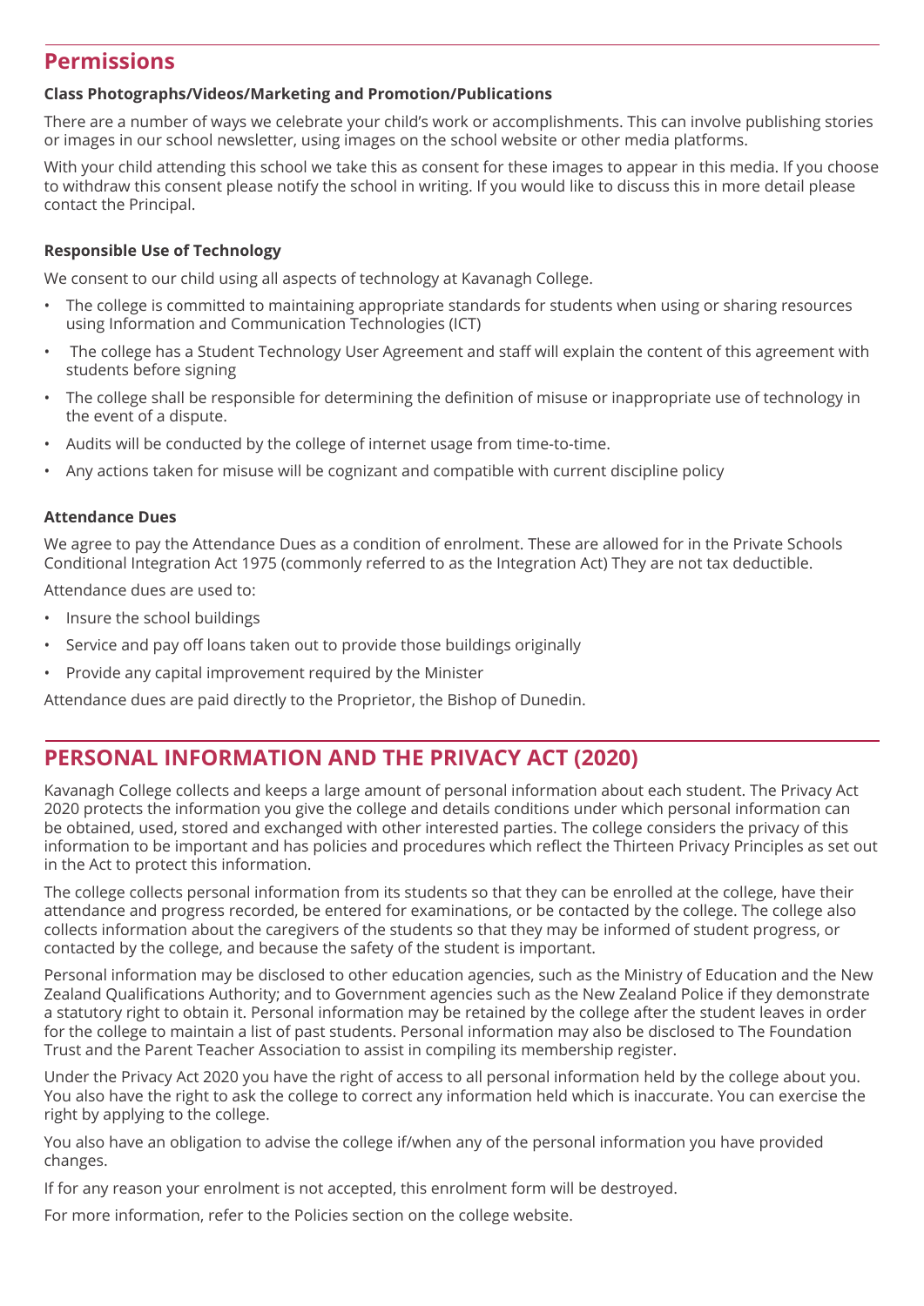## Permissions

**Class Photographs/Videos/Marketing and Promotion/Publications**

There are a number of ways we celebrate your child's work or accomplishments. This can involve publishing stories or images in our school newsletter, using images on the school website or other media platforms.

With your child attending this school we take this as consent for these images to appear in this media. If you choose to withdraw this consent please notify the school in writing. If you would like to discuss this in more detail please contact the Principal.

**Responsible Use of Technology**

We consent to our child using all aspects of technology at Kavanagh College.

- The college is committed to maintaining appropriate standards for students when using or sharing resources using Information and Communication Technologies (ICT)
- The college has a Student Technology User Agreement and staff will explain the content of this agreement with students before signing
- The college shall be responsible for determining the definition of misuse or inappropriate use of technology in the event of a dispute.
- Audits will be conducted by the college of internet usage from time-to-time.
- Any actions taken for misuse will be cognizant and compatible with current discipline policy

**Attendance Dues**

We agree to pay the Attendance Dues as a condition of enrolment. These are allowed for in the Private Schools Conditional Integration Act 1975 (commonly referred to as the Integration Act) They are not tax deductible.

Attendance dues are used to:

- Insure the school buildings
- Service and pay off loans taken out to provide those buildings originally
- Provide any capital improvement required by the Minister

Attendance dues are paid directly to the Proprietor, the Bishop of Dunedin.

## PERSONAL INFORMATION AND THE PRIVACY ACT (2020)

Kavanagh College collects and keeps a large amount of personal information about each student. The Privacy Act 2020 protects the information you give the college and details conditions under which personal information can be obtained, used, stored and exchanged with other interested parties. The college considers the privacy of this information to be important and has policies and procedures which reflect the Thirteen Privacy Principles as set out in the Act to protect this information.

The college collects personal information from its students so that they can be enrolled at the college, have their attendance and progress recorded, be entered for examinations, or be contacted by the college. The college also collects information about the caregivers of the students so that they may be informed of student progress, or contacted by the college, and because the safety of the student is important.

Personal information may be disclosed to other education agencies, such as the Ministry of Education and the New Zealand Qualifications Authority; and to Government agencies such as the New Zealand Police if they demonstrate a statutory right to obtain it. Personal information may be retained by the college after the student leaves in order for the college to maintain a list of past students. Personal information may also be disclosed to The Foundation Trust and the Parent Teacher Association to assist in compiling its membership register.

Under the Privacy Act 2020 you have the right of access to all personal information held by the college about you. You also have the right to ask the college to correct any information held which is inaccurate. You can exercise the right by applying to the college.

You also have an obligation to advise the college if/when any of the personal information you have provided changes.

If for any reason your enrolment is not accepted, this enrolment form will be destroyed.

For more information, refer to the Policies section on the college website.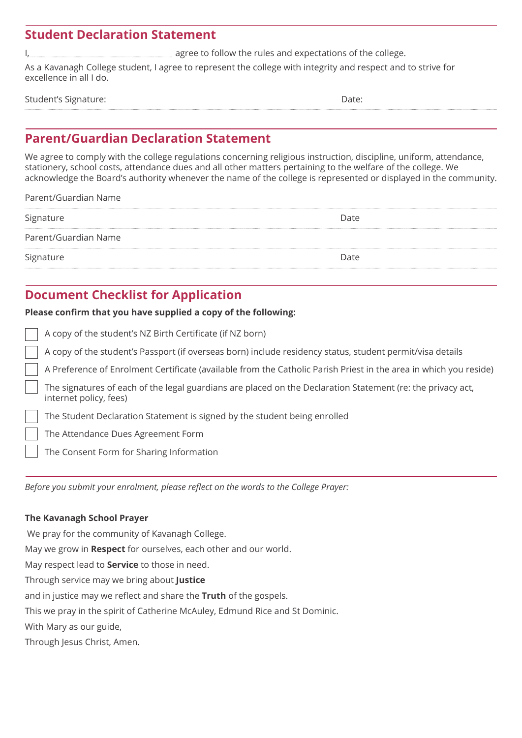## Student Declaration Statement

I, .................................................................... agree to follow the rules and expectations of the college.

As a Kavanagh College student, I agree to represent the college with integrity and respect and to strive for excellence in all I do.

Student's Signature: Date:

## Parent/Guardian Declaration Statement

We agree to comply with the college regulations concerning religious instruction, discipline, uniform, attendance, stationery, school costs, attendance dues and all other matters pertaining to the welfare of the college. We acknowledge the Board's authority whenever the name of the college is represented or displayed in the community.

Parent/Guardian Name

Signature Date

Parent/Guardian Name

Signature Date

## Document Checklist for Application

**Please confirm that you have supplied a copy of the following:**

- ☐ A copy of the student's NZ Birth Certificate (if NZ born)
- ☐ A copy of the student's Passport (if overseas born) include residency status, student permit/visa details
- ☐ A Preference of Enrolment Certificate (available from the Catholic Parish Priest in the area in which you reside)
- ☐ The signatures of each of the legal guardians are placed on the Declaration Statement (re: the privacy act, internet policy, fees)
- ☐ The Student Declaration Statement is signed by the student being enrolled
- ☐ The Attendance Dues Agreement Form
- ☐ The Consent Form for Sharing Information

*Before you submit your enrolment, please reflect on the words to the College Prayer:*

**The Kavanagh School Prayer**

We pray for the community of Kavanagh College.

May we grow in **Respect** for ourselves, each other and our world.

May respect lead to **Service** to those in need.

Through service may we bring about **Justice**

and in justice may we reflect and share the **Truth** of the gospels.

This we pray in the spirit of Catherine McAuley, Edmund Rice and St Dominic.

With Mary as our guide,

Through Jesus Christ, Amen.